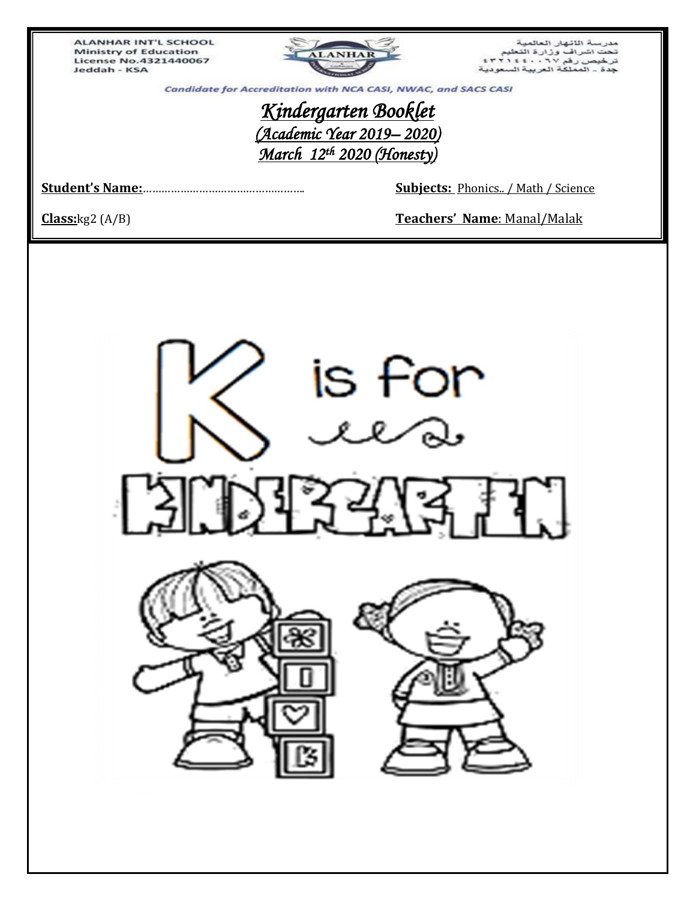ALANHAR INT'L SCHOOL
Ministry of Education
License No.4321440067
Jeddah - KSA

مدرسة الانهار العالمية
تحت اشراف وزارة التعليم
ترخيص رقم ٤٣٢١٤٤٠٠٦٧
جدة - المملكة العربية السعودية

Candidate for Accreditation with NCA CASI, NWAC, and SACS CASI

# *Kindergarten Booklet*

## *(Academic Year 2019– 2020)*

## *March 12th 2020 (Honesty)*

**Student's Name:**……………………………………………..

**Subjects:** Phonics.. / Math / Science

**Class:**kg2 (A/B)

**Teachers' Name**: Manal/Malak

K is for KINDERGARTEN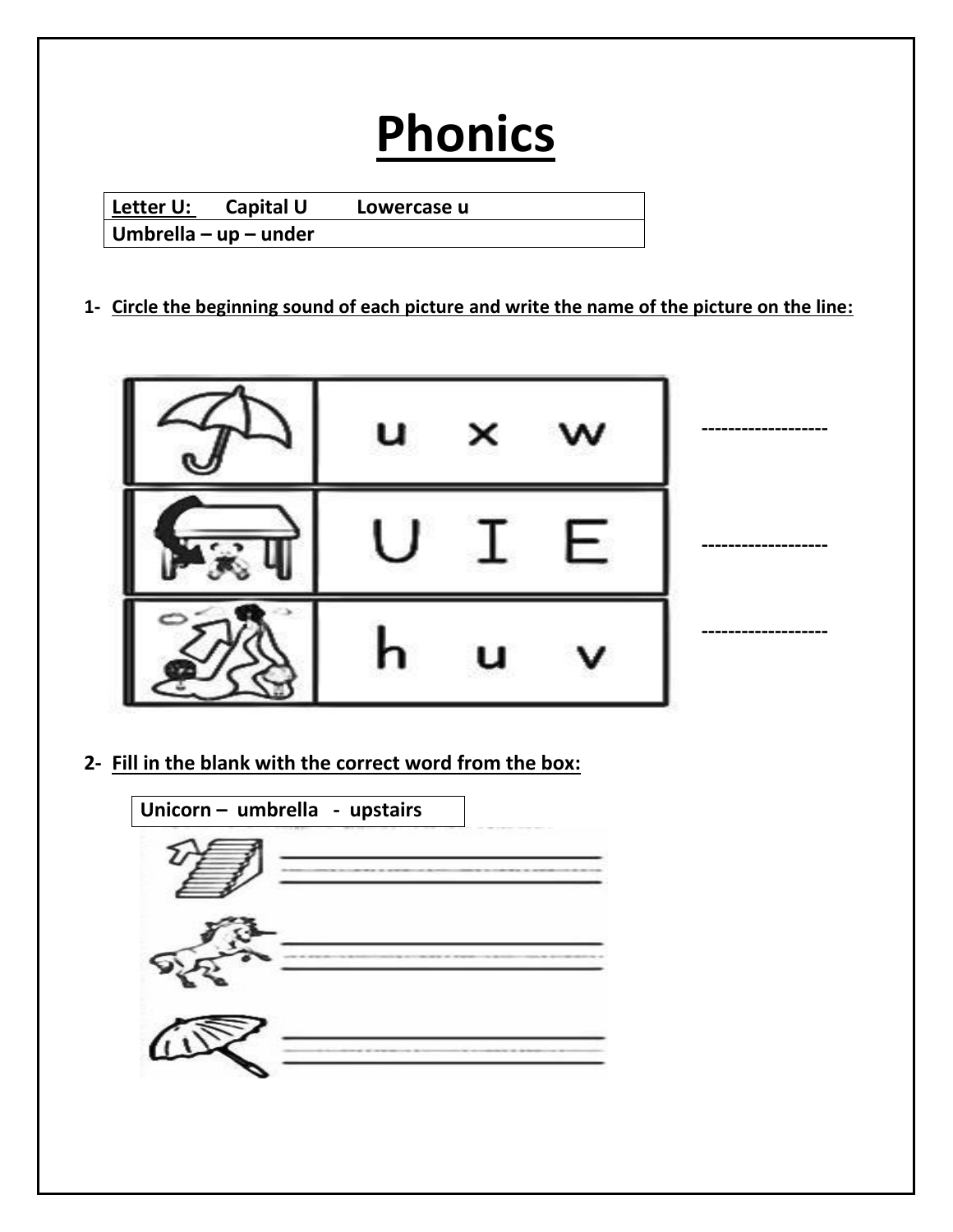# Phonics

| Letter U: | Capital U | Lowercase u |
|---|---|---|
| Umbrella – up – under | | |

1- **Circle the beginning sound of each picture and write the name of the picture on the line:**

| | | | | |
|---|---|---|---|---|
| | u | x | w | ------------------ |
| | U | I | E | ------------------ |
| | h | u | v | ------------------ |

2- **Fill in the blank with the correct word from the box:**

| Unicorn – umbrella - upstairs |
|---|

______________________

______________________

______________________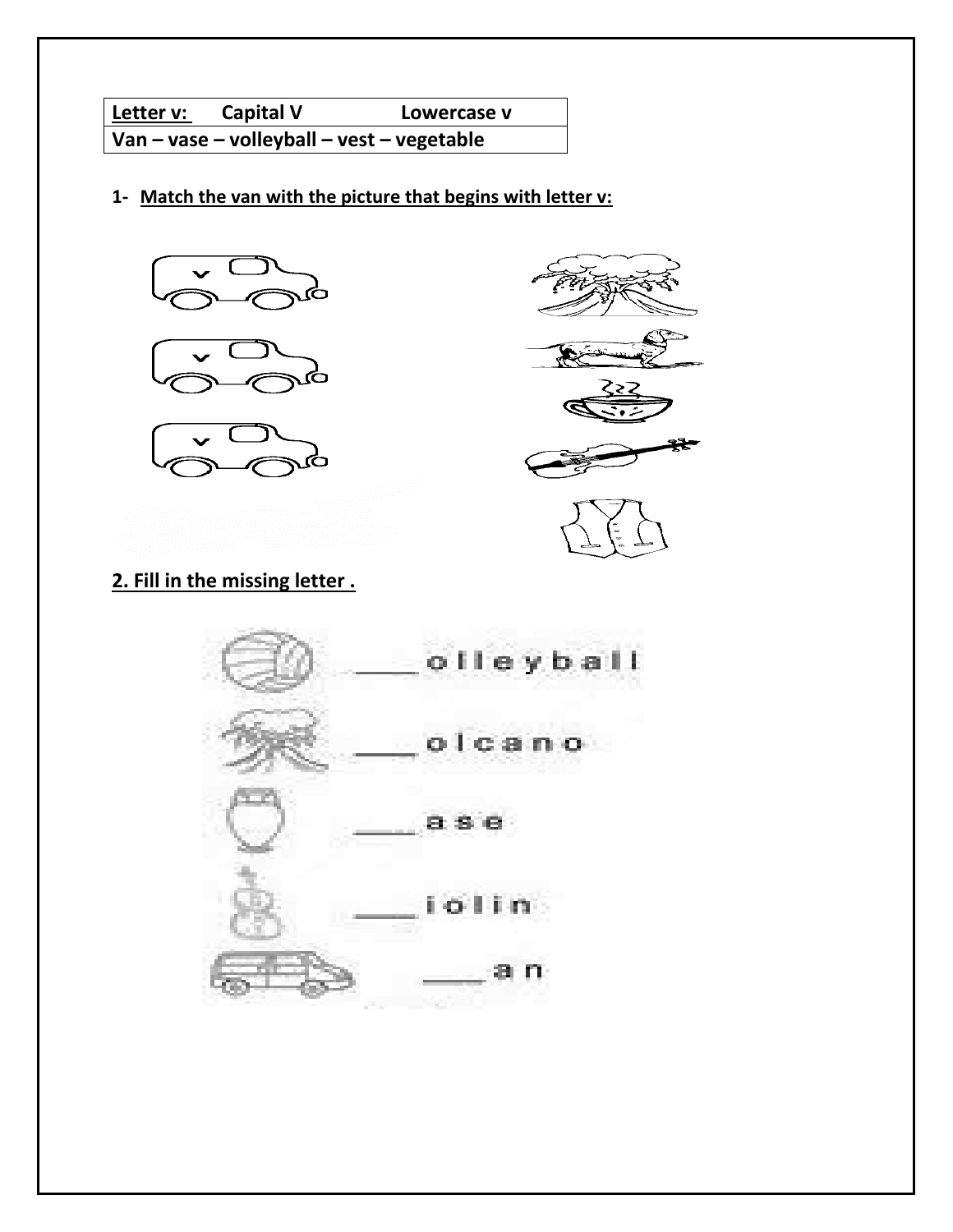| Letter v: | Capital V | Lowercase v |
|---|---|---|
| Van – vase – volleyball – vest – vegetable | | |

**1- Match the van with the picture that begins with letter v:**

**2. Fill in the missing letter .**

___ olleyball

___ olcano

___ ase

___ iolin

___ an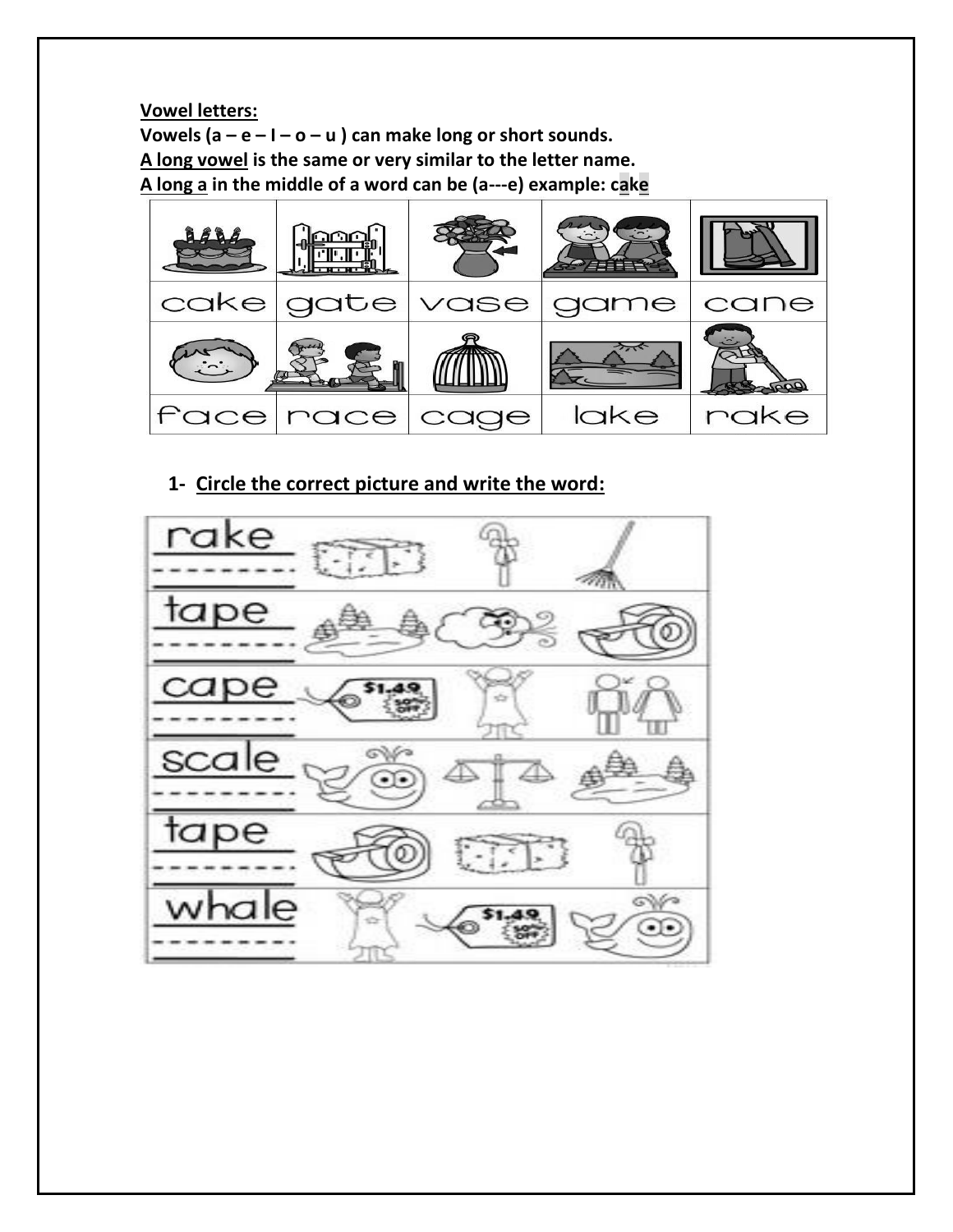**Vowel letters:**

**Vowels (a – e – I – o – u ) can make long or short sounds.**

**A long vowel is the same or very similar to the letter name.**

**A long a in the middle of a word can be (a---e) example: cake**

| cake | gate | vase | game | cane |
|---|---|---|---|---|
| face | race | cage | lake | rake |

**1- Circle the correct picture and write the word:**

rake

tape

cape

scale

tape

whale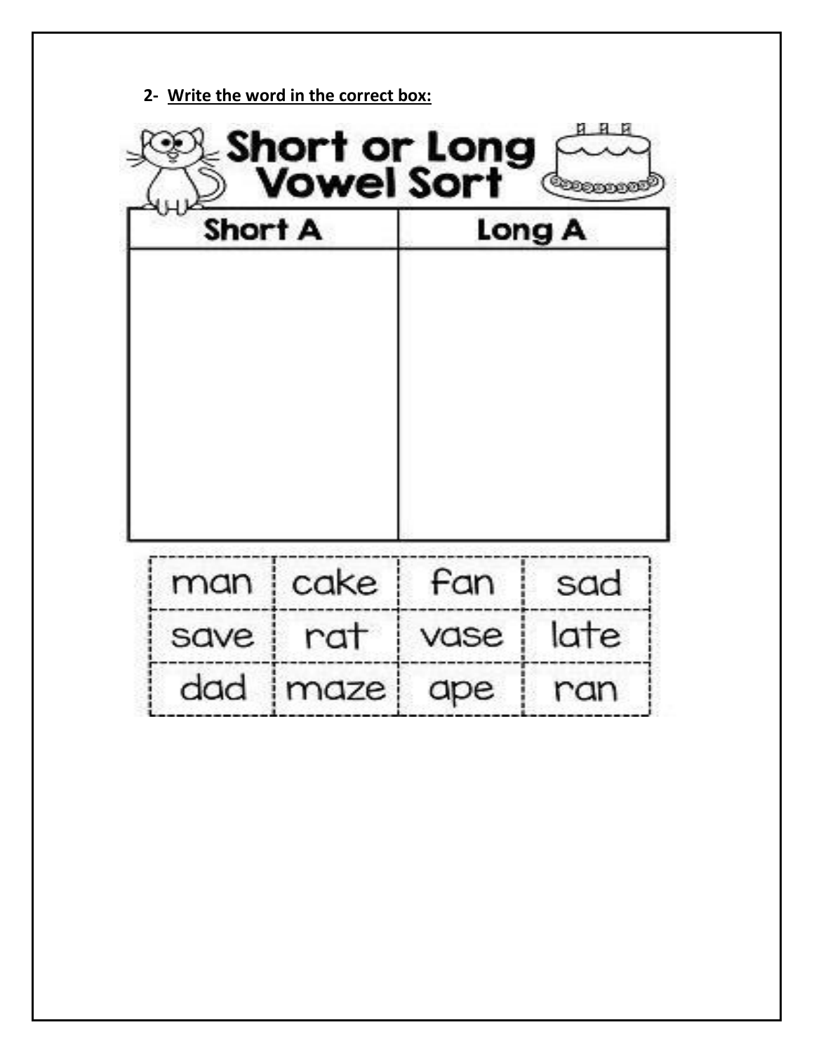**2- Write the word in the correct box:**

## Short or Long Vowel Sort

| Short A | Long A |
| --- | --- |
| | |

| man | cake | fan | sad |
| --- | --- | --- | --- |
| save | rat | vase | late |
| dad | maze | ape | ran |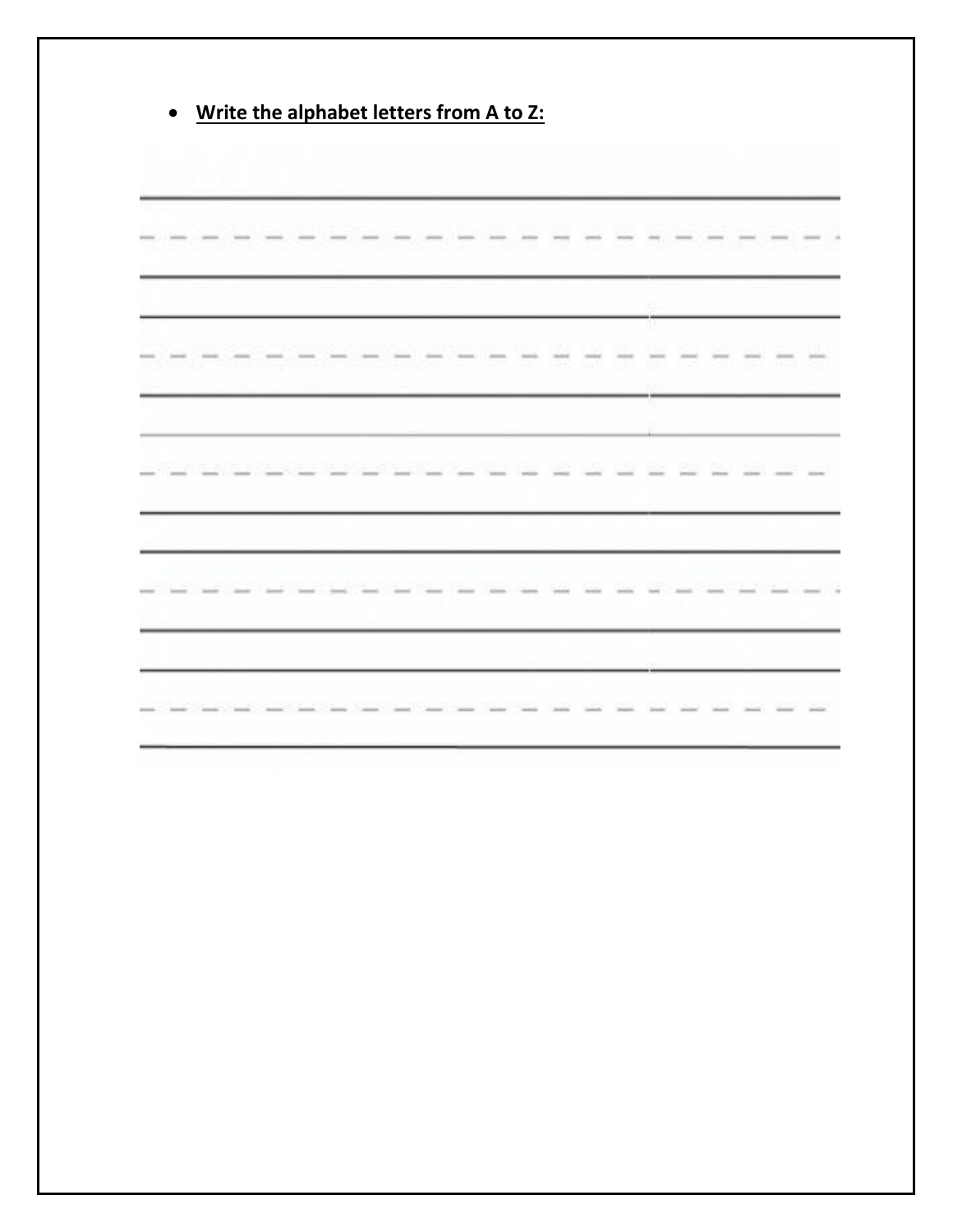- **<u>Write the alphabet letters from A to Z:</u>**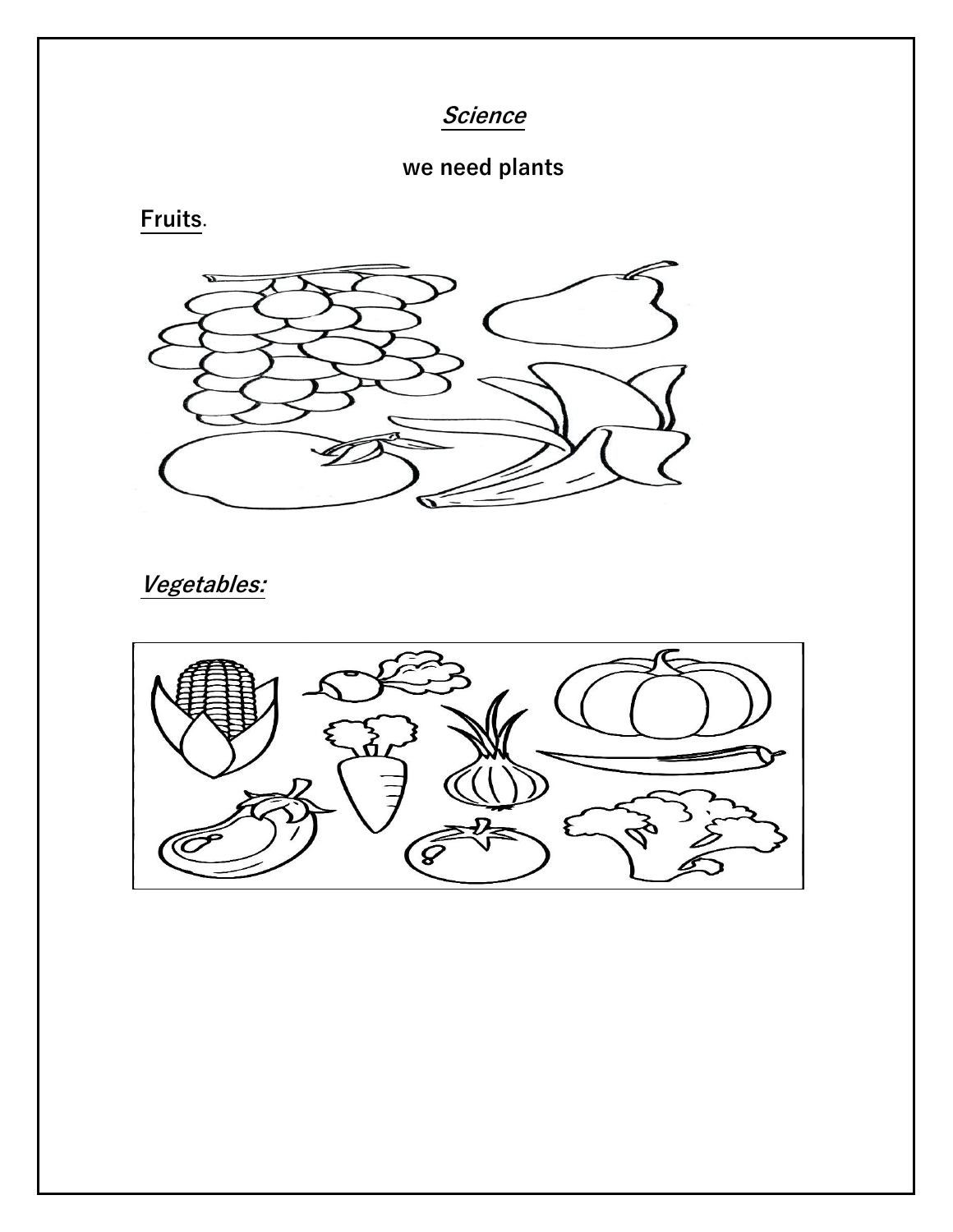## ***Science***

**we need plants**

**Fruits.**

***Vegetables:***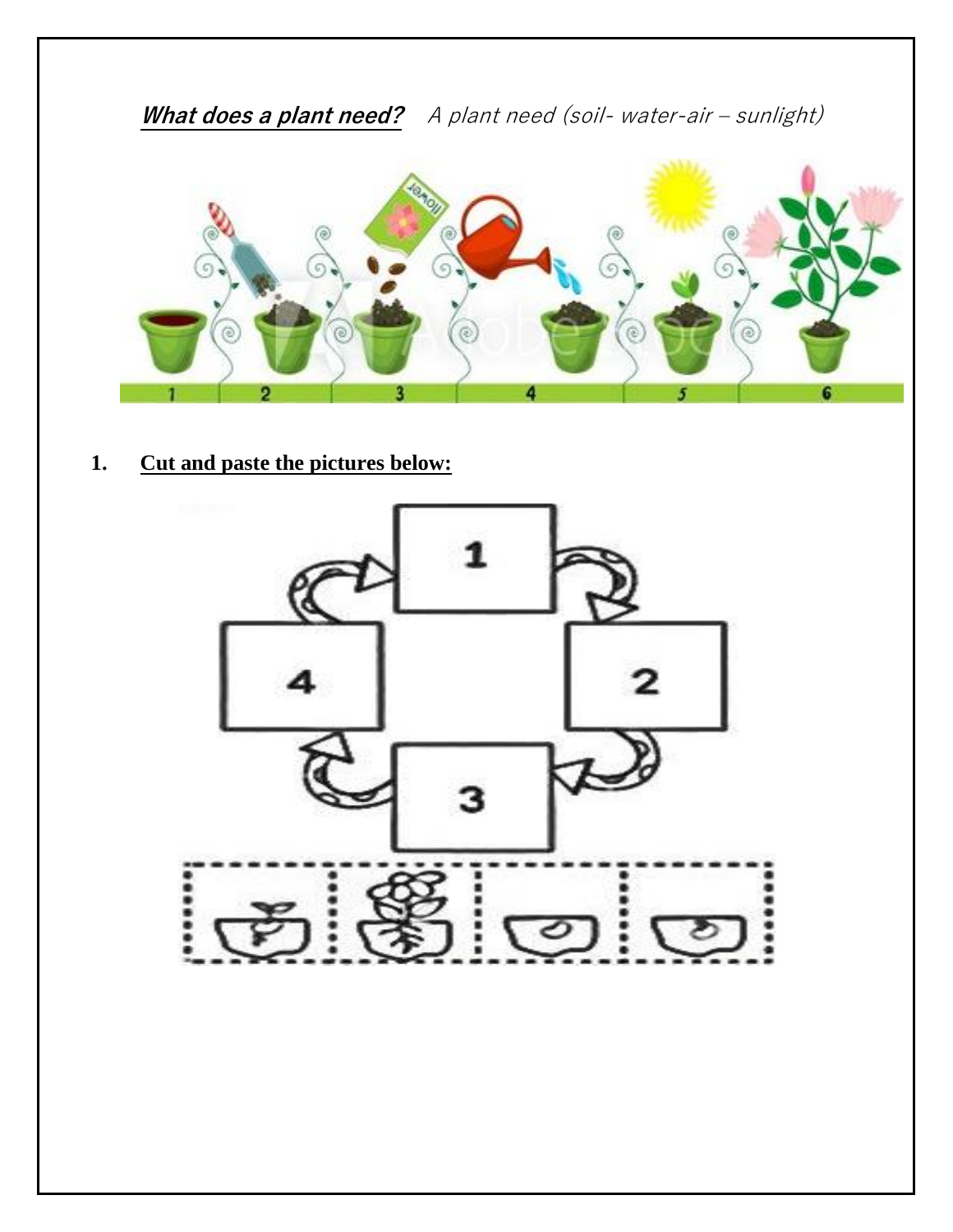***What does a plant need?*** *A plant need (soil- water-air – sunlight)*

1 2 3 4 5 6

1. **Cut and paste the pictures below:**

1

2

3

4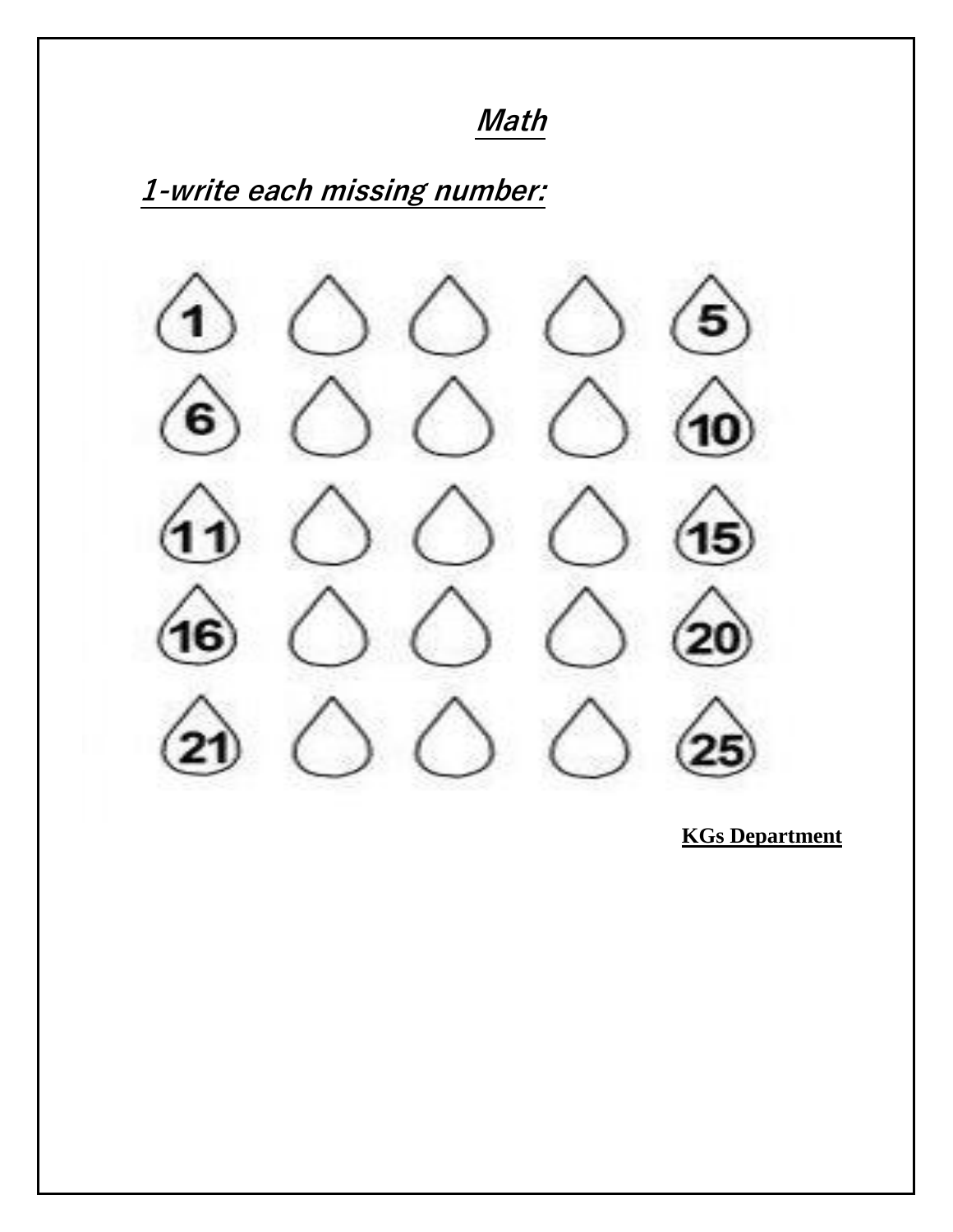## *Math*

### *1-write each missing number:*

| | | | | |
|---|---|---|---|---|
| 1 | | | | 5 |
| 6 | | | | 10 |
| 11 | | | | 15 |
| 16 | | | | 20 |
| 21 | | | | 25 |

**KGs Department**